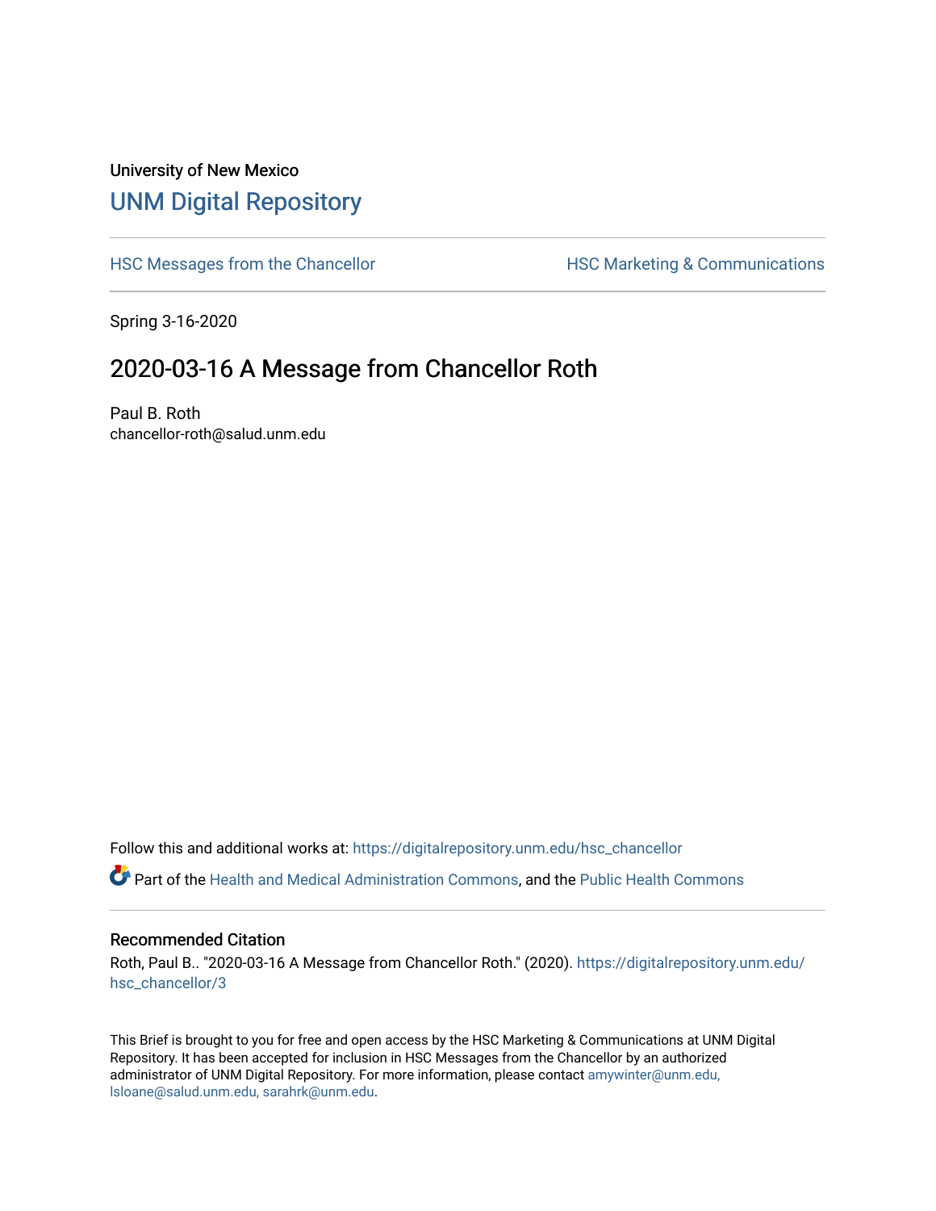University of New Mexico

## UNM Digital Repository

HSC Messages from the Chancellor

HSC Marketing & Communications

Spring 3-16-2020

# 2020-03-16 A Message from Chancellor Roth

Paul B. Roth
chancellor-roth@salud.unm.edu

Follow this and additional works at: https://digitalrepository.unm.edu/hsc_chancellor

Part of the Health and Medical Administration Commons, and the Public Health Commons

### Recommended Citation

Roth, Paul B.. "2020-03-16 A Message from Chancellor Roth." (2020). https://digitalrepository.unm.edu/hsc_chancellor/3

This Brief is brought to you for free and open access by the HSC Marketing & Communications at UNM Digital Repository. It has been accepted for inclusion in HSC Messages from the Chancellor by an authorized administrator of UNM Digital Repository. For more information, please contact amywinter@unm.edu, lsloane@salud.unm.edu, sarahrk@unm.edu.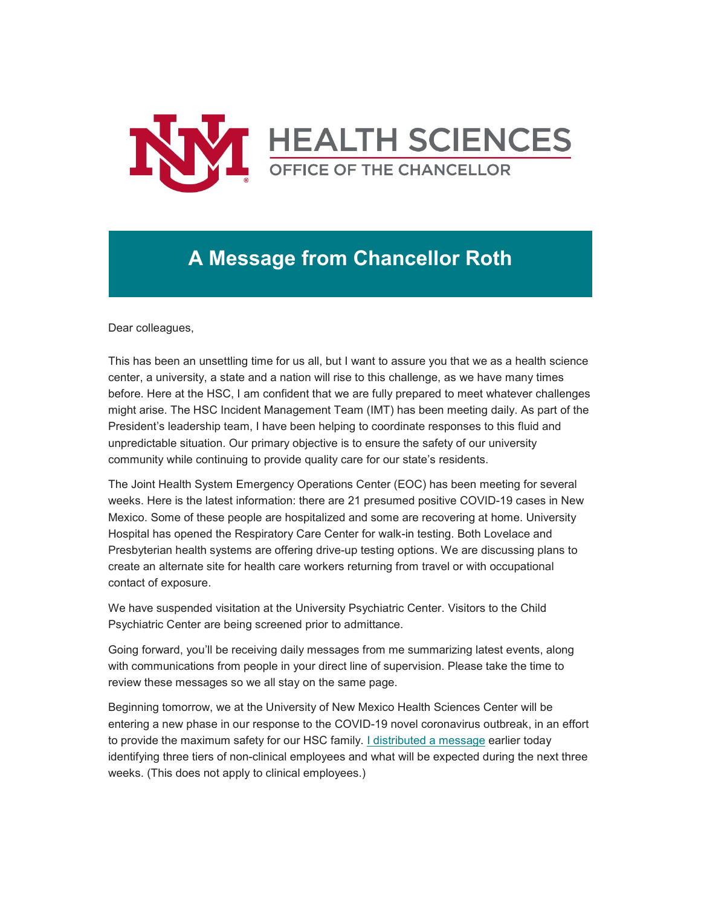# A Message from Chancellor Roth

Dear colleagues,

This has been an unsettling time for us all, but I want to assure you that we as a health science center, a university, a state and a nation will rise to this challenge, as we have many times before. Here at the HSC, I am confident that we are fully prepared to meet whatever challenges might arise. The HSC Incident Management Team (IMT) has been meeting daily. As part of the President's leadership team, I have been helping to coordinate responses to this fluid and unpredictable situation. Our primary objective is to ensure the safety of our university community while continuing to provide quality care for our state's residents.

The Joint Health System Emergency Operations Center (EOC) has been meeting for several weeks. Here is the latest information: there are 21 presumed positive COVID-19 cases in New Mexico. Some of these people are hospitalized and some are recovering at home. University Hospital has opened the Respiratory Care Center for walk-in testing. Both Lovelace and Presbyterian health systems are offering drive-up testing options. We are discussing plans to create an alternate site for health care workers returning from travel or with occupational contact of exposure.

We have suspended visitation at the University Psychiatric Center. Visitors to the Child Psychiatric Center are being screened prior to admittance.

Going forward, you'll be receiving daily messages from me summarizing latest events, along with communications from people in your direct line of supervision. Please take the time to review these messages so we all stay on the same page.

Beginning tomorrow, we at the University of New Mexico Health Sciences Center will be entering a new phase in our response to the COVID-19 novel coronavirus outbreak, in an effort to provide the maximum safety for our HSC family. I distributed a message earlier today identifying three tiers of non-clinical employees and what will be expected during the next three weeks. (This does not apply to clinical employees.)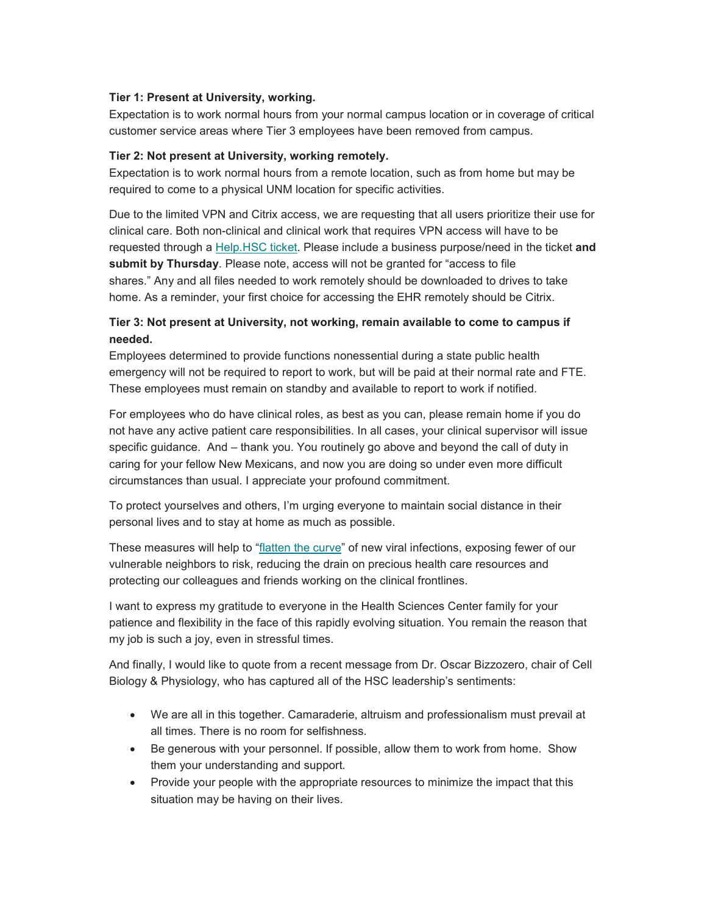**Tier 1: Present at University, working.**
Expectation is to work normal hours from your normal campus location or in coverage of critical customer service areas where Tier 3 employees have been removed from campus.

**Tier 2: Not present at University, working remotely.**
Expectation is to work normal hours from a remote location, such as from home but may be required to come to a physical UNM location for specific activities.

Due to the limited VPN and Citrix access, we are requesting that all users prioritize their use for clinical care. Both non-clinical and clinical work that requires VPN access will have to be requested through a [Help.HSC ticket](). Please include a business purpose/need in the ticket **and submit by Thursday**. Please note, access will not be granted for "access to file shares." Any and all files needed to work remotely should be downloaded to drives to take home. As a reminder, your first choice for accessing the EHR remotely should be Citrix.

**Tier 3: Not present at University, not working, remain available to come to campus if needed.**
Employees determined to provide functions nonessential during a state public health emergency will not be required to report to work, but will be paid at their normal rate and FTE. These employees must remain on standby and available to report to work if notified.

For employees who do have clinical roles, as best as you can, please remain home if you do not have any active patient care responsibilities. In all cases, your clinical supervisor will issue specific guidance. And – thank you. You routinely go above and beyond the call of duty in caring for your fellow New Mexicans, and now you are doing so under even more difficult circumstances than usual. I appreciate your profound commitment.

To protect yourselves and others, I'm urging everyone to maintain social distance in their personal lives and to stay at home as much as possible.

These measures will help to "[flatten the curve]()" of new viral infections, exposing fewer of our vulnerable neighbors to risk, reducing the drain on precious health care resources and protecting our colleagues and friends working on the clinical frontlines.

I want to express my gratitude to everyone in the Health Sciences Center family for your patience and flexibility in the face of this rapidly evolving situation. You remain the reason that my job is such a joy, even in stressful times.

And finally, I would like to quote from a recent message from Dr. Oscar Bizzozero, chair of Cell Biology & Physiology, who has captured all of the HSC leadership's sentiments:

- We are all in this together. Camaraderie, altruism and professionalism must prevail at all times. There is no room for selfishness.
- Be generous with your personnel. If possible, allow them to work from home. Show them your understanding and support.
- Provide your people with the appropriate resources to minimize the impact that this situation may be having on their lives.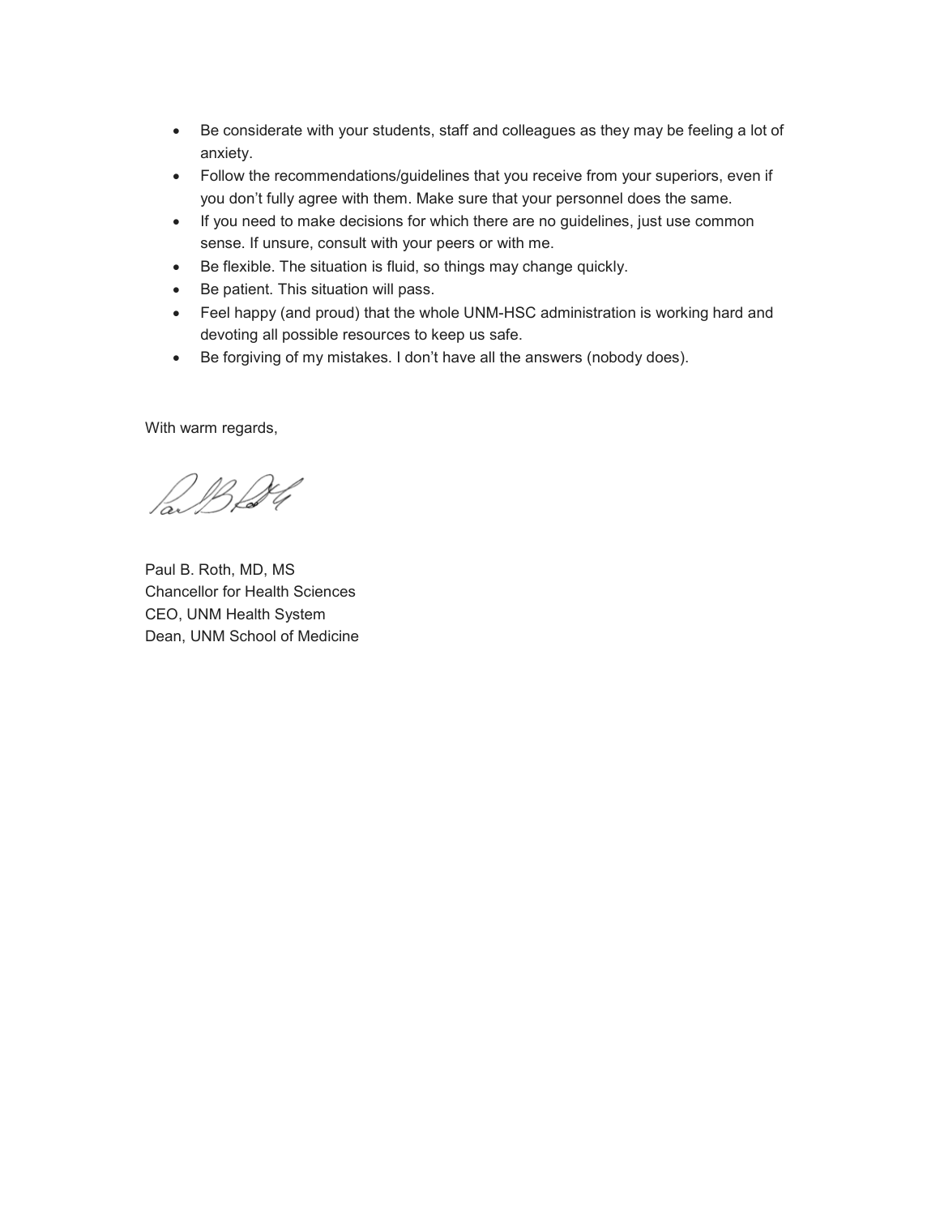- Be considerate with your students, staff and colleagues as they may be feeling a lot of anxiety.
- Follow the recommendations/guidelines that you receive from your superiors, even if you don't fully agree with them. Make sure that your personnel does the same.
- If you need to make decisions for which there are no guidelines, just use common sense. If unsure, consult with your peers or with me.
- Be flexible. The situation is fluid, so things may change quickly.
- Be patient. This situation will pass.
- Feel happy (and proud) that the whole UNM-HSC administration is working hard and devoting all possible resources to keep us safe.
- Be forgiving of my mistakes. I don't have all the answers (nobody does).

With warm regards,

Paul B. Roth, MD, MS
Chancellor for Health Sciences
CEO, UNM Health System
Dean, UNM School of Medicine